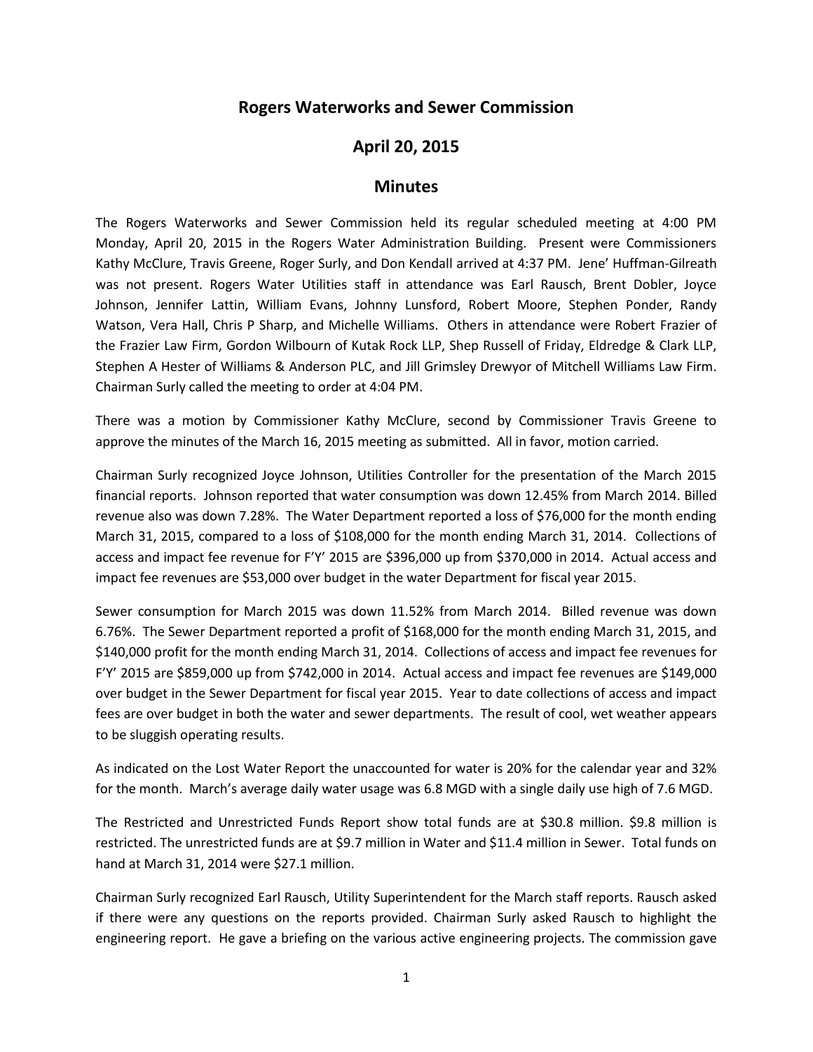# Rogers Waterworks and Sewer Commission

## April 20, 2015

## Minutes

The Rogers Waterworks and Sewer Commission held its regular scheduled meeting at 4:00 PM Monday, April 20, 2015 in the Rogers Water Administration Building. Present were Commissioners Kathy McClure, Travis Greene, Roger Surly, and Don Kendall arrived at 4:37 PM. Jene' Huffman-Gilreath was not present. Rogers Water Utilities staff in attendance was Earl Rausch, Brent Dobler, Joyce Johnson, Jennifer Lattin, William Evans, Johnny Lunsford, Robert Moore, Stephen Ponder, Randy Watson, Vera Hall, Chris P Sharp, and Michelle Williams. Others in attendance were Robert Frazier of the Frazier Law Firm, Gordon Wilbourn of Kutak Rock LLP, Shep Russell of Friday, Eldredge & Clark LLP, Stephen A Hester of Williams & Anderson PLC, and Jill Grimsley Drewyor of Mitchell Williams Law Firm. Chairman Surly called the meeting to order at 4:04 PM.

There was a motion by Commissioner Kathy McClure, second by Commissioner Travis Greene to approve the minutes of the March 16, 2015 meeting as submitted. All in favor, motion carried.

Chairman Surly recognized Joyce Johnson, Utilities Controller for the presentation of the March 2015 financial reports. Johnson reported that water consumption was down 12.45% from March 2014. Billed revenue also was down 7.28%. The Water Department reported a loss of $76,000 for the month ending March 31, 2015, compared to a loss of $108,000 for the month ending March 31, 2014. Collections of access and impact fee revenue for F'Y' 2015 are $396,000 up from $370,000 in 2014. Actual access and impact fee revenues are $53,000 over budget in the water Department for fiscal year 2015.

Sewer consumption for March 2015 was down 11.52% from March 2014. Billed revenue was down 6.76%. The Sewer Department reported a profit of $168,000 for the month ending March 31, 2015, and $140,000 profit for the month ending March 31, 2014. Collections of access and impact fee revenues for F'Y' 2015 are $859,000 up from $742,000 in 2014. Actual access and impact fee revenues are $149,000 over budget in the Sewer Department for fiscal year 2015. Year to date collections of access and impact fees are over budget in both the water and sewer departments. The result of cool, wet weather appears to be sluggish operating results.

As indicated on the Lost Water Report the unaccounted for water is 20% for the calendar year and 32% for the month. March's average daily water usage was 6.8 MGD with a single daily use high of 7.6 MGD.

The Restricted and Unrestricted Funds Report show total funds are at $30.8 million. $9.8 million is restricted. The unrestricted funds are at $9.7 million in Water and $11.4 million in Sewer. Total funds on hand at March 31, 2014 were $27.1 million.

Chairman Surly recognized Earl Rausch, Utility Superintendent for the March staff reports. Rausch asked if there were any questions on the reports provided. Chairman Surly asked Rausch to highlight the engineering report. He gave a briefing on the various active engineering projects. The commission gave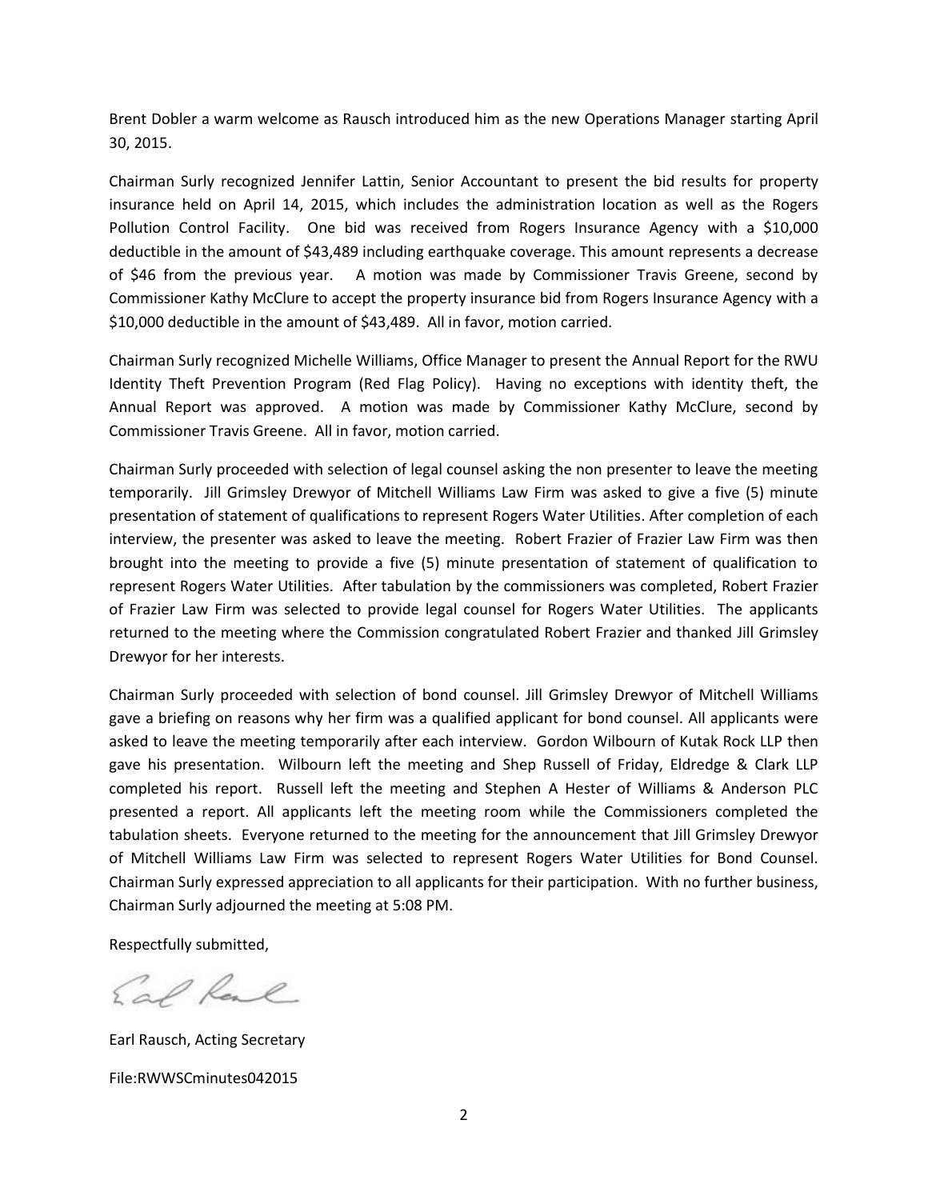Brent Dobler a warm welcome as Rausch introduced him as the new Operations Manager starting April 30, 2015.

Chairman Surly recognized Jennifer Lattin, Senior Accountant to present the bid results for property insurance held on April 14, 2015, which includes the administration location as well as the Rogers Pollution Control Facility. One bid was received from Rogers Insurance Agency with a $10,000 deductible in the amount of $43,489 including earthquake coverage. This amount represents a decrease of $46 from the previous year. A motion was made by Commissioner Travis Greene, second by Commissioner Kathy McClure to accept the property insurance bid from Rogers Insurance Agency with a $10,000 deductible in the amount of $43,489. All in favor, motion carried.

Chairman Surly recognized Michelle Williams, Office Manager to present the Annual Report for the RWU Identity Theft Prevention Program (Red Flag Policy). Having no exceptions with identity theft, the Annual Report was approved. A motion was made by Commissioner Kathy McClure, second by Commissioner Travis Greene. All in favor, motion carried.

Chairman Surly proceeded with selection of legal counsel asking the non presenter to leave the meeting temporarily. Jill Grimsley Drewyor of Mitchell Williams Law Firm was asked to give a five (5) minute presentation of statement of qualifications to represent Rogers Water Utilities. After completion of each interview, the presenter was asked to leave the meeting. Robert Frazier of Frazier Law Firm was then brought into the meeting to provide a five (5) minute presentation of statement of qualification to represent Rogers Water Utilities. After tabulation by the commissioners was completed, Robert Frazier of Frazier Law Firm was selected to provide legal counsel for Rogers Water Utilities. The applicants returned to the meeting where the Commission congratulated Robert Frazier and thanked Jill Grimsley Drewyor for her interests.

Chairman Surly proceeded with selection of bond counsel. Jill Grimsley Drewyor of Mitchell Williams gave a briefing on reasons why her firm was a qualified applicant for bond counsel. All applicants were asked to leave the meeting temporarily after each interview. Gordon Wilbourn of Kutak Rock LLP then gave his presentation. Wilbourn left the meeting and Shep Russell of Friday, Eldredge & Clark LLP completed his report. Russell left the meeting and Stephen A Hester of Williams & Anderson PLC presented a report. All applicants left the meeting room while the Commissioners completed the tabulation sheets. Everyone returned to the meeting for the announcement that Jill Grimsley Drewyor of Mitchell Williams Law Firm was selected to represent Rogers Water Utilities for Bond Counsel. Chairman Surly expressed appreciation to all applicants for their participation. With no further business, Chairman Surly adjourned the meeting at 5:08 PM.

Respectfully submitted,

Earl Rausch, Acting Secretary

File:RWWSCminutes042015